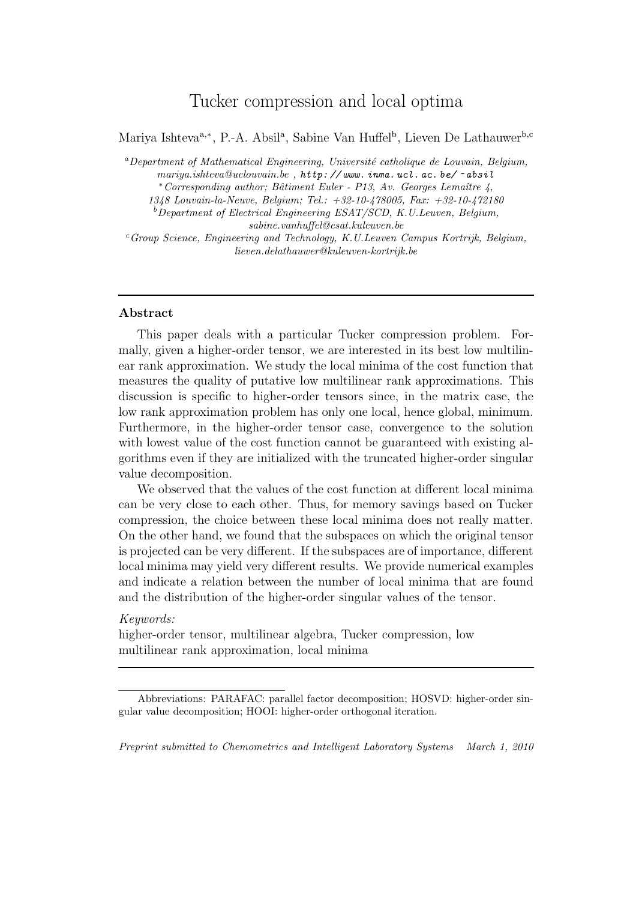# Tucker compression and local optima

Mariya Ishteva[a,*], P.-A. Absil[a], Sabine Van Huffel[b], Lieven De Lathauwer[b,c]

[a]*Department of Mathematical Engineering, Université catholique de Louvain, Belgium, mariya.ishteva@uclouvain.be* , *http://www.inma.ucl.ac.be/~absil*

[*]*Corresponding author; Bâtiment Euler - P13, Av. Georges Lemaître 4, 1348 Louvain-la-Neuve, Belgium; Tel.: +32-10-478005, Fax: +32-10-472180*

[b]*Department of Electrical Engineering ESAT/SCD, K.U.Leuven, Belgium, sabine.vanhuffel@esat.kuleuven.be*

[c]*Group Science, Engineering and Technology, K.U.Leuven Campus Kortrijk, Belgium, lieven.delathauwer@kuleuven-kortrijk.be*

---

### Abstract

This paper deals with a particular Tucker compression problem. Formally, given a higher-order tensor, we are interested in its best low multilinear rank approximation. We study the local minima of the cost function that measures the quality of putative low multilinear rank approximations. This discussion is specific to higher-order tensors since, in the matrix case, the low rank approximation problem has only one local, hence global, minimum. Furthermore, in the higher-order tensor case, convergence to the solution with lowest value of the cost function cannot be guaranteed with existing algorithms even if they are initialized with the truncated higher-order singular value decomposition.

We observed that the values of the cost function at different local minima can be very close to each other. Thus, for memory savings based on Tucker compression, the choice between these local minima does not really matter. On the other hand, we found that the subspaces on which the original tensor is projected can be very different. If the subspaces are of importance, different local minima may yield very different results. We provide numerical examples and indicate a relation between the number of local minima that are found and the distribution of the higher-order singular values of the tensor.

*Keywords:*
higher-order tensor, multilinear algebra, Tucker compression, low multilinear rank approximation, local minima

---

Abbreviations: PARAFAC: parallel factor decomposition; HOSVD: higher-order singular value decomposition; HOOI: higher-order orthogonal iteration.

*Preprint submitted to Chemometrics and Intelligent Laboratory Systems March 1, 2010*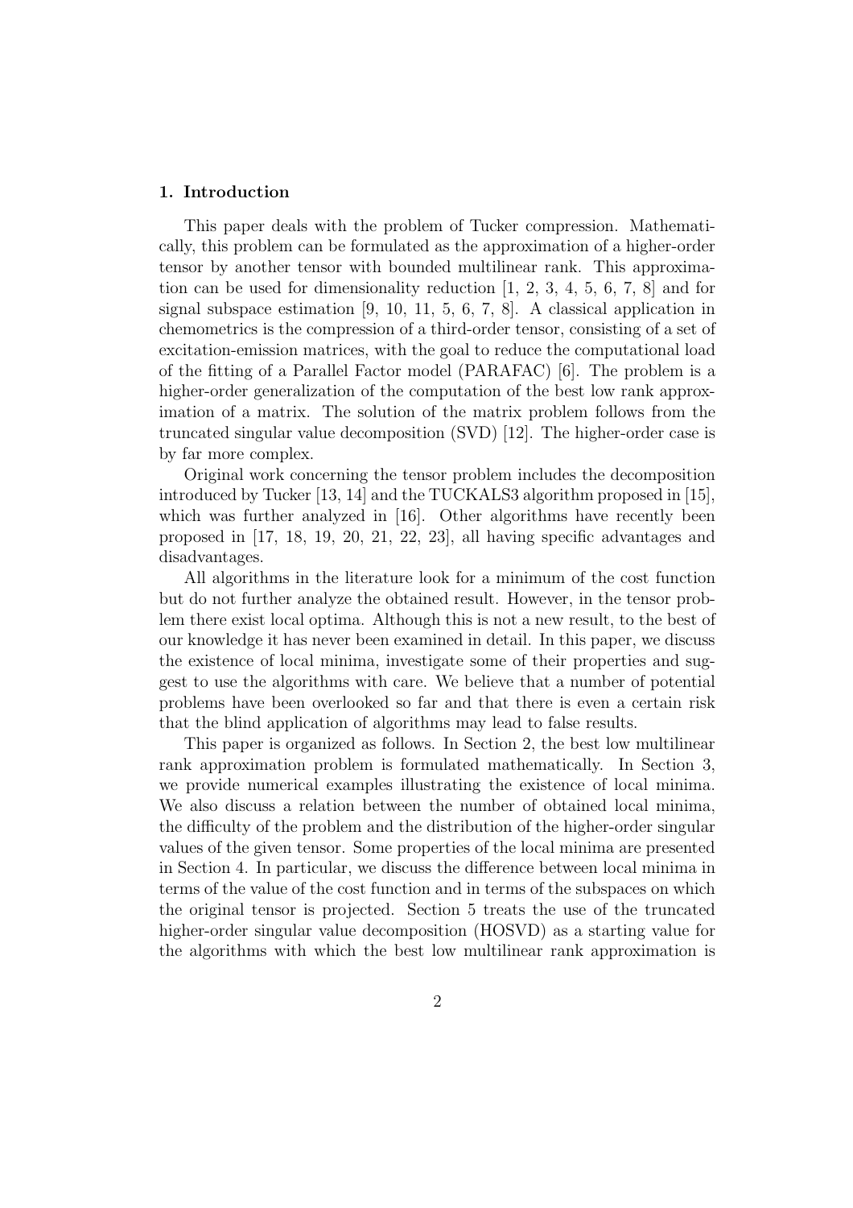## 1. Introduction

This paper deals with the problem of Tucker compression. Mathematically, this problem can be formulated as the approximation of a higher-order tensor by another tensor with bounded multilinear rank. This approximation can be used for dimensionality reduction [1, 2, 3, 4, 5, 6, 7, 8] and for signal subspace estimation [9, 10, 11, 5, 6, 7, 8]. A classical application in chemometrics is the compression of a third-order tensor, consisting of a set of excitation-emission matrices, with the goal to reduce the computational load of the fitting of a Parallel Factor model (PARAFAC) [6]. The problem is a higher-order generalization of the computation of the best low rank approximation of a matrix. The solution of the matrix problem follows from the truncated singular value decomposition (SVD) [12]. The higher-order case is by far more complex.

Original work concerning the tensor problem includes the decomposition introduced by Tucker [13, 14] and the TUCKALS3 algorithm proposed in [15], which was further analyzed in [16]. Other algorithms have recently been proposed in [17, 18, 19, 20, 21, 22, 23], all having specific advantages and disadvantages.

All algorithms in the literature look for a minimum of the cost function but do not further analyze the obtained result. However, in the tensor problem there exist local optima. Although this is not a new result, to the best of our knowledge it has never been examined in detail. In this paper, we discuss the existence of local minima, investigate some of their properties and suggest to use the algorithms with care. We believe that a number of potential problems have been overlooked so far and that there is even a certain risk that the blind application of algorithms may lead to false results.

This paper is organized as follows. In Section 2, the best low multilinear rank approximation problem is formulated mathematically. In Section 3, we provide numerical examples illustrating the existence of local minima. We also discuss a relation between the number of obtained local minima, the difficulty of the problem and the distribution of the higher-order singular values of the given tensor. Some properties of the local minima are presented in Section 4. In particular, we discuss the difference between local minima in terms of the value of the cost function and in terms of the subspaces on which the original tensor is projected. Section 5 treats the use of the truncated higher-order singular value decomposition (HOSVD) as a starting value for the algorithms with which the best low multilinear rank approximation is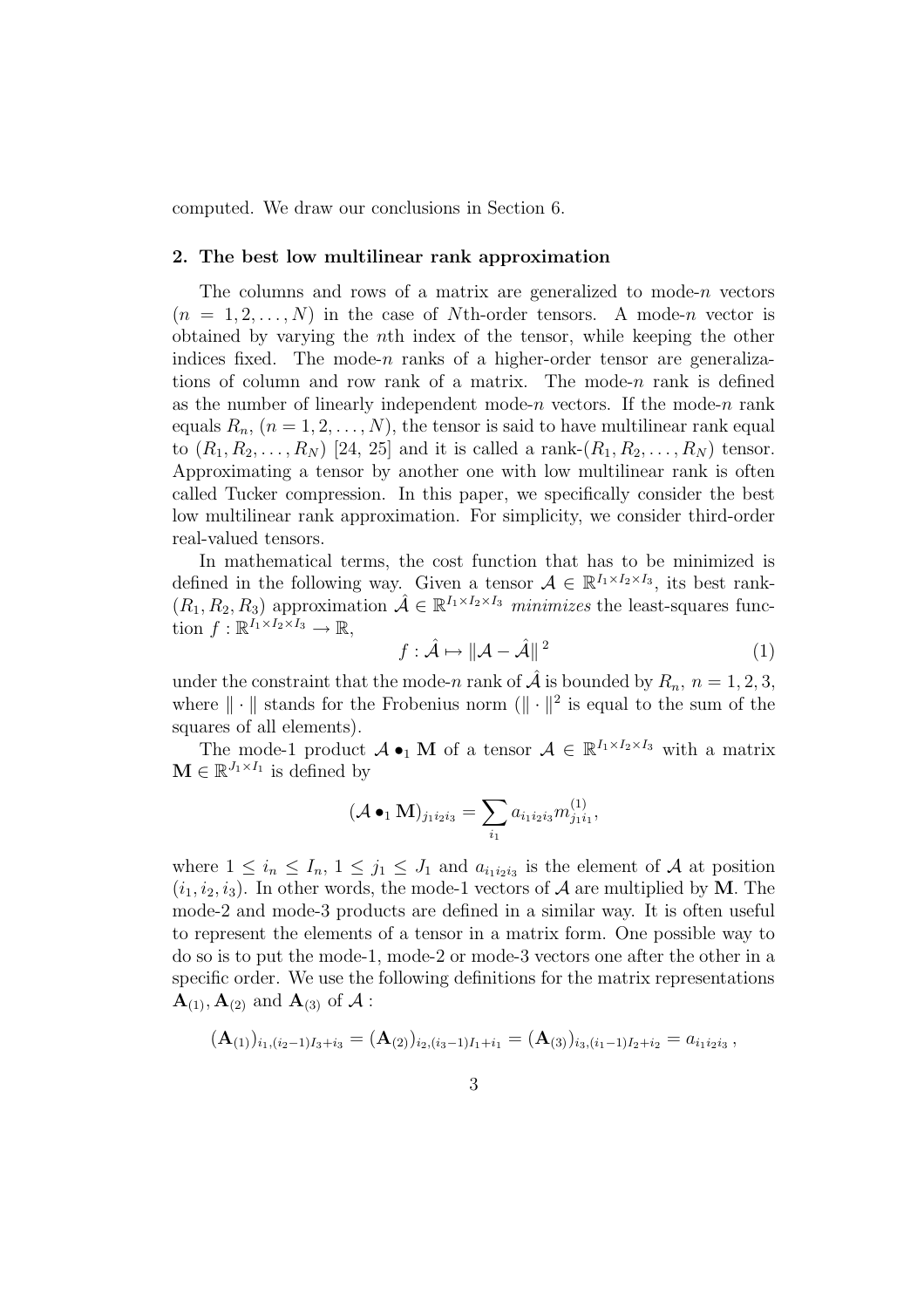computed. We draw our conclusions in Section 6.

## 2. The best low multilinear rank approximation

The columns and rows of a matrix are generalized to mode-$n$ vectors ($n = 1, 2, \ldots, N$) in the case of $N$th-order tensors. A mode-$n$ vector is obtained by varying the $n$th index of the tensor, while keeping the other indices fixed. The mode-$n$ ranks of a higher-order tensor are generalizations of column and row rank of a matrix. The mode-$n$ rank is defined as the number of linearly independent mode-$n$ vectors. If the mode-$n$ rank equals $R_n$, ($n = 1, 2, \ldots, N$), the tensor is said to have multilinear rank equal to $(R_1, R_2, \ldots, R_N)$ [24, 25] and it is called a rank-$(R_1, R_2, \ldots, R_N)$ tensor. Approximating a tensor by another one with low multilinear rank is often called Tucker compression. In this paper, we specifically consider the best low multilinear rank approximation. For simplicity, we consider third-order real-valued tensors.

In mathematical terms, the cost function that has to be minimized is defined in the following way. Given a tensor $\mathcal{A} \in \mathbb{R}^{I_1 \times I_2 \times I_3}$, its best rank-$(R_1, R_2, R_3)$ approximation $\hat{\mathcal{A}} \in \mathbb{R}^{I_1 \times I_2 \times I_3}$ *minimizes* the least-squares function $f : \mathbb{R}^{I_1 \times I_2 \times I_3} \to \mathbb{R}$,

$$f : \hat{\mathcal{A}} \mapsto \|\mathcal{A} - \hat{\mathcal{A}}\|^2 \tag{1}$$

under the constraint that the mode-$n$ rank of $\hat{\mathcal{A}}$ is bounded by $R_n$, $n = 1, 2, 3$, where $\|\cdot\|$ stands for the Frobenius norm ($\|\cdot\|^2$ is equal to the sum of the squares of all elements).

The mode-1 product $\mathcal{A} \bullet_1 \mathbf{M}$ of a tensor $\mathcal{A} \in \mathbb{R}^{I_1 \times I_2 \times I_3}$ with a matrix $\mathbf{M} \in \mathbb{R}^{J_1 \times I_1}$ is defined by

$$(\mathcal{A} \bullet_1 \mathbf{M})_{j_1 i_2 i_3} = \sum_{i_1} a_{i_1 i_2 i_3} m^{(1)}_{j_1 i_1},$$

where $1 \leq i_n \leq I_n$, $1 \leq j_1 \leq J_1$ and $a_{i_1 i_2 i_3}$ is the element of $\mathcal{A}$ at position $(i_1, i_2, i_3)$. In other words, the mode-1 vectors of $\mathcal{A}$ are multiplied by $\mathbf{M}$. The mode-2 and mode-3 products are defined in a similar way. It is often useful to represent the elements of a tensor in a matrix form. One possible way to do so is to put the mode-1, mode-2 or mode-3 vectors one after the other in a specific order. We use the following definitions for the matrix representations $\mathbf{A}_{(1)}, \mathbf{A}_{(2)}$ and $\mathbf{A}_{(3)}$ of $\mathcal{A}$ :

$$(\mathbf{A}_{(1)})_{i_1,(i_2-1)I_3+i_3} = (\mathbf{A}_{(2)})_{i_2,(i_3-1)I_1+i_1} = (\mathbf{A}_{(3)})_{i_3,(i_1-1)I_2+i_2} = a_{i_1 i_2 i_3}\,,$$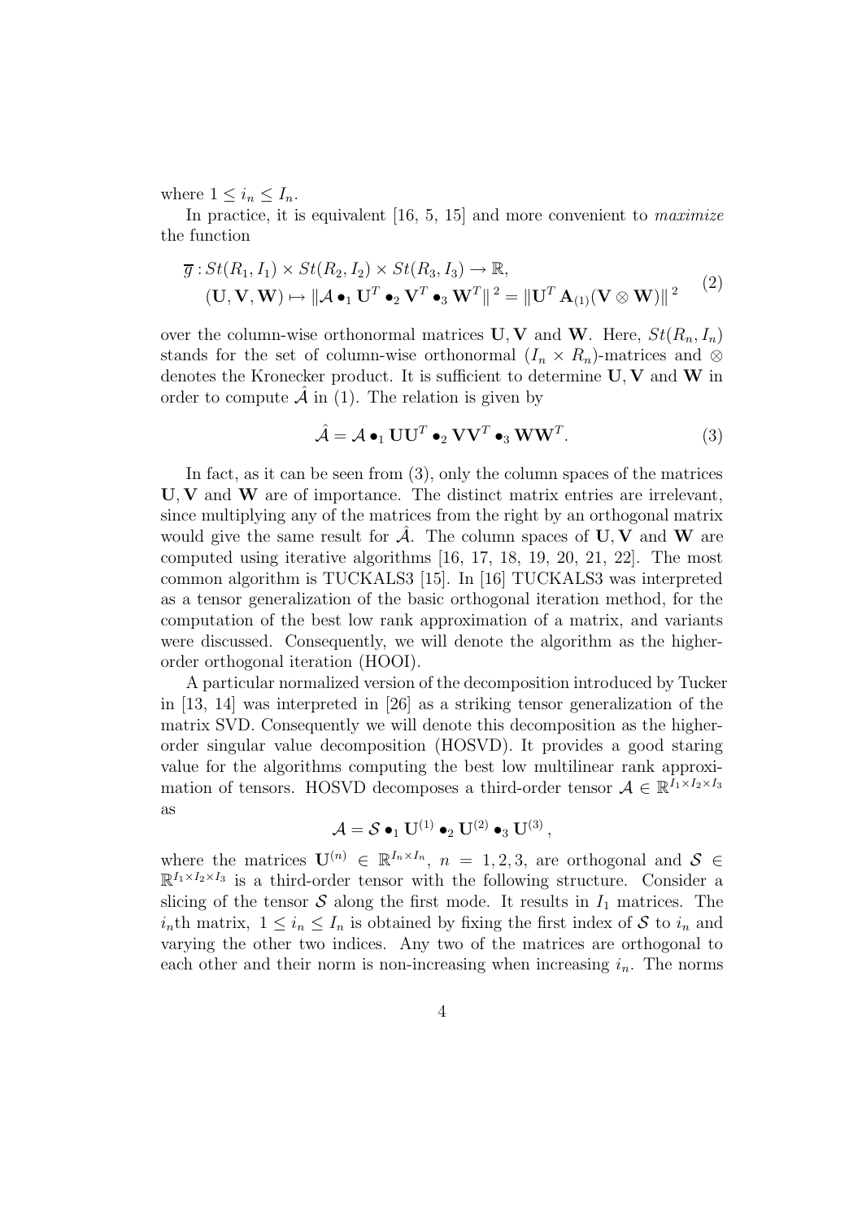where $1 \leq i_n \leq I_n$.

In practice, it is equivalent [16, 5, 15] and more convenient to *maximize* the function

$$
\begin{aligned}
&\overline{g} : St(R_1, I_1) \times St(R_2, I_2) \times St(R_3, I_3) \to \mathbb{R}, \\
&(\mathbf{U}, \mathbf{V}, \mathbf{W}) \mapsto \| \mathcal{A} \bullet_1 \mathbf{U}^T \bullet_2 \mathbf{V}^T \bullet_3 \mathbf{W}^T \|^2 = \| \mathbf{U}^T \mathbf{A}_{(1)} (\mathbf{V} \otimes \mathbf{W}) \|^2
\end{aligned} \tag{2}
$$

over the column-wise orthonormal matrices $\mathbf{U}, \mathbf{V}$ and $\mathbf{W}$. Here, $St(R_n, I_n)$ stands for the set of column-wise orthonormal $(I_n \times R_n)$-matrices and $\otimes$ denotes the Kronecker product. It is sufficient to determine $\mathbf{U}, \mathbf{V}$ and $\mathbf{W}$ in order to compute $\hat{\mathcal{A}}$ in (1). The relation is given by

$$
\hat{\mathcal{A}} = \mathcal{A} \bullet_1 \mathbf{U}\mathbf{U}^T \bullet_2 \mathbf{V}\mathbf{V}^T \bullet_3 \mathbf{W}\mathbf{W}^T. \tag{3}
$$

In fact, as it can be seen from (3), only the column spaces of the matrices $\mathbf{U}, \mathbf{V}$ and $\mathbf{W}$ are of importance. The distinct matrix entries are irrelevant, since multiplying any of the matrices from the right by an orthogonal matrix would give the same result for $\hat{\mathcal{A}}$. The column spaces of $\mathbf{U}, \mathbf{V}$ and $\mathbf{W}$ are computed using iterative algorithms [16, 17, 18, 19, 20, 21, 22]. The most common algorithm is TUCKALS3 [15]. In [16] TUCKALS3 was interpreted as a tensor generalization of the basic orthogonal iteration method, for the computation of the best low rank approximation of a matrix, and variants were discussed. Consequently, we will denote the algorithm as the higher-order orthogonal iteration (HOOI).

A particular normalized version of the decomposition introduced by Tucker in [13, 14] was interpreted in [26] as a striking tensor generalization of the matrix SVD. Consequently we will denote this decomposition as the higher-order singular value decomposition (HOSVD). It provides a good staring value for the algorithms computing the best low multilinear rank approximation of tensors. HOSVD decomposes a third-order tensor $\mathcal{A} \in \mathbb{R}^{I_1 \times I_2 \times I_3}$ as

$$
\mathcal{A} = \mathcal{S} \bullet_1 \mathbf{U}^{(1)} \bullet_2 \mathbf{U}^{(2)} \bullet_3 \mathbf{U}^{(3)},
$$

where the matrices $\mathbf{U}^{(n)} \in \mathbb{R}^{I_n \times I_n}$, $n = 1, 2, 3$, are orthogonal and $\mathcal{S} \in \mathbb{R}^{I_1 \times I_2 \times I_3}$ is a third-order tensor with the following structure. Consider a slicing of the tensor $\mathcal{S}$ along the first mode. It results in $I_1$ matrices. The $i_n$th matrix, $1 \leq i_n \leq I_n$ is obtained by fixing the first index of $\mathcal{S}$ to $i_n$ and varying the other two indices. Any two of the matrices are orthogonal to each other and their norm is non-increasing when increasing $i_n$. The norms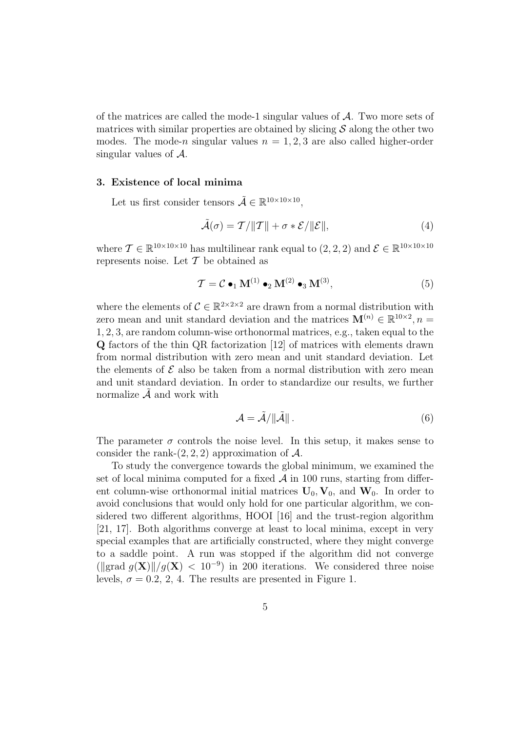of the matrices are called the mode-1 singular values of $\mathcal{A}$. Two more sets of matrices with similar properties are obtained by slicing $\mathcal{S}$ along the other two modes. The mode-$n$ singular values $n = 1, 2, 3$ are also called higher-order singular values of $\mathcal{A}$.

## 3. Existence of local minima

Let us first consider tensors $\tilde{\mathcal{A}} \in \mathbb{R}^{10\times 10\times 10}$,

$$\tilde{\mathcal{A}}(\sigma) = \mathcal{T}/\|\mathcal{T}\| + \sigma * \mathcal{E}/\|\mathcal{E}\|, \tag{4}$$

where $\mathcal{T} \in \mathbb{R}^{10\times 10\times 10}$ has multilinear rank equal to $(2, 2, 2)$ and $\mathcal{E} \in \mathbb{R}^{10\times 10\times 10}$ represents noise. Let $\mathcal{T}$ be obtained as

$$\mathcal{T} = \mathcal{C} \bullet_1 \mathbf{M}^{(1)} \bullet_2 \mathbf{M}^{(2)} \bullet_3 \mathbf{M}^{(3)}, \tag{5}$$

where the elements of $\mathcal{C} \in \mathbb{R}^{2\times 2\times 2}$ are drawn from a normal distribution with zero mean and unit standard deviation and the matrices $\mathbf{M}^{(n)} \in \mathbb{R}^{10\times 2}, n = 1, 2, 3$, are random column-wise orthonormal matrices, e.g., taken equal to the $\mathbf{Q}$ factors of the thin QR factorization [12] of matrices with elements drawn from normal distribution with zero mean and unit standard deviation. Let the elements of $\mathcal{E}$ also be taken from a normal distribution with zero mean and unit standard deviation. In order to standardize our results, we further normalize $\tilde{\mathcal{A}}$ and work with

$$\mathcal{A} = \tilde{\mathcal{A}}/\|\tilde{\mathcal{A}}\|\,. \tag{6}$$

The parameter $\sigma$ controls the noise level. In this setup, it makes sense to consider the rank-$(2, 2, 2)$ approximation of $\mathcal{A}$.

To study the convergence towards the global minimum, we examined the set of local minima computed for a fixed $\mathcal{A}$ in 100 runs, starting from different column-wise orthonormal initial matrices $\mathbf{U}_0, \mathbf{V}_0$, and $\mathbf{W}_0$. In order to avoid conclusions that would only hold for one particular algorithm, we considered two different algorithms, HOOI [16] and the trust-region algorithm [21, 17]. Both algorithms converge at least to local minima, except in very special examples that are artificially constructed, where they might converge to a saddle point. A run was stopped if the algorithm did not converge ($\|\text{grad}\; g(\mathbf{X})\|/g(\mathbf{X}) < 10^{-9}$) in 200 iterations. We considered three noise levels, $\sigma = 0.2$, 2, 4. The results are presented in Figure 1.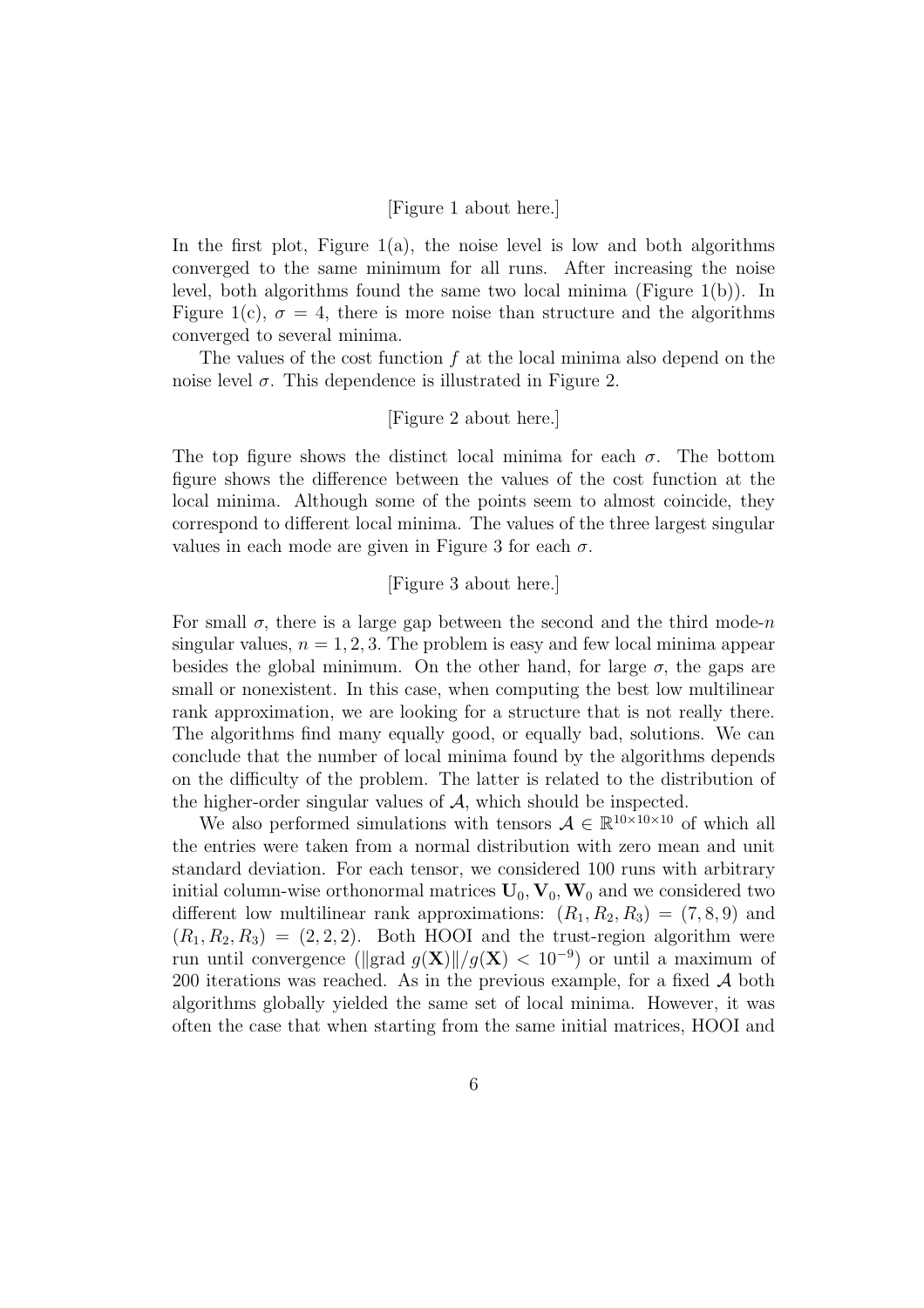[Figure 1 about here.]

In the first plot, Figure 1(a), the noise level is low and both algorithms converged to the same minimum for all runs. After increasing the noise level, both algorithms found the same two local minima (Figure 1(b)). In Figure 1(c), $\sigma = 4$, there is more noise than structure and the algorithms converged to several minima.

The values of the cost function $f$ at the local minima also depend on the noise level $\sigma$. This dependence is illustrated in Figure 2.

[Figure 2 about here.]

The top figure shows the distinct local minima for each $\sigma$. The bottom figure shows the difference between the values of the cost function at the local minima. Although some of the points seem to almost coincide, they correspond to different local minima. The values of the three largest singular values in each mode are given in Figure 3 for each $\sigma$.

[Figure 3 about here.]

For small $\sigma$, there is a large gap between the second and the third mode-$n$ singular values, $n = 1, 2, 3$. The problem is easy and few local minima appear besides the global minimum. On the other hand, for large $\sigma$, the gaps are small or nonexistent. In this case, when computing the best low multilinear rank approximation, we are looking for a structure that is not really there. The algorithms find many equally good, or equally bad, solutions. We can conclude that the number of local minima found by the algorithms depends on the difficulty of the problem. The latter is related to the distribution of the higher-order singular values of $\mathcal{A}$, which should be inspected.

We also performed simulations with tensors $\mathcal{A} \in \mathbb{R}^{10\times10\times10}$ of which all the entries were taken from a normal distribution with zero mean and unit standard deviation. For each tensor, we considered 100 runs with arbitrary initial column-wise orthonormal matrices $\mathbf{U}_0, \mathbf{V}_0, \mathbf{W}_0$ and we considered two different low multilinear rank approximations: $(R_1, R_2, R_3) = (7, 8, 9)$ and $(R_1, R_2, R_3) = (2, 2, 2)$. Both HOOI and the trust-region algorithm were run until convergence ($\|\text{grad } g(\mathbf{X})\|/g(\mathbf{X}) < 10^{-9}$) or until a maximum of 200 iterations was reached. As in the previous example, for a fixed $\mathcal{A}$ both algorithms globally yielded the same set of local minima. However, it was often the case that when starting from the same initial matrices, HOOI and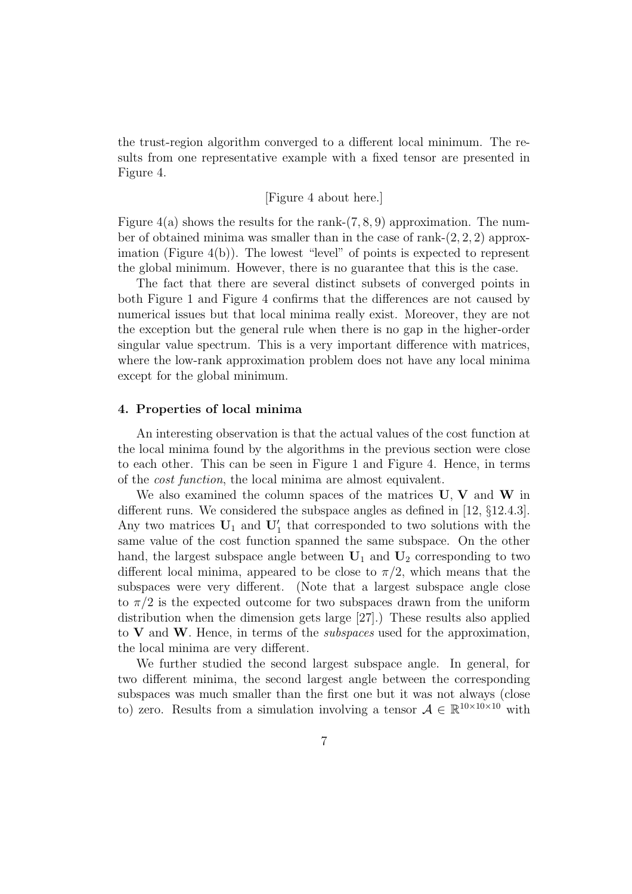the trust-region algorithm converged to a different local minimum. The results from one representative example with a fixed tensor are presented in Figure 4.

[Figure 4 about here.]

Figure 4(a) shows the results for the rank-$(7, 8, 9)$ approximation. The number of obtained minima was smaller than in the case of rank-$(2, 2, 2)$ approximation (Figure 4(b)). The lowest "level" of points is expected to represent the global minimum. However, there is no guarantee that this is the case.

The fact that there are several distinct subsets of converged points in both Figure 1 and Figure 4 confirms that the differences are not caused by numerical issues but that local minima really exist. Moreover, they are not the exception but the general rule when there is no gap in the higher-order singular value spectrum. This is a very important difference with matrices, where the low-rank approximation problem does not have any local minima except for the global minimum.

## 4. Properties of local minima

An interesting observation is that the actual values of the cost function at the local minima found by the algorithms in the previous section were close to each other. This can be seen in Figure 1 and Figure 4. Hence, in terms of the *cost function*, the local minima are almost equivalent.

We also examined the column spaces of the matrices $\mathbf{U}$, $\mathbf{V}$ and $\mathbf{W}$ in different runs. We considered the subspace angles as defined in [12, §12.4.3]. Any two matrices $\mathbf{U}_1$ and $\mathbf{U}_1'$ that corresponded to two solutions with the same value of the cost function spanned the same subspace. On the other hand, the largest subspace angle between $\mathbf{U}_1$ and $\mathbf{U}_2$ corresponding to two different local minima, appeared to be close to $\pi/2$, which means that the subspaces were very different. (Note that a largest subspace angle close to $\pi/2$ is the expected outcome for two subspaces drawn from the uniform distribution when the dimension gets large [27].) These results also applied to $\mathbf{V}$ and $\mathbf{W}$. Hence, in terms of the *subspaces* used for the approximation, the local minima are very different.

We further studied the second largest subspace angle. In general, for two different minima, the second largest angle between the corresponding subspaces was much smaller than the first one but it was not always (close to) zero. Results from a simulation involving a tensor $\mathcal{A} \in \mathbb{R}^{10\times10\times10}$ with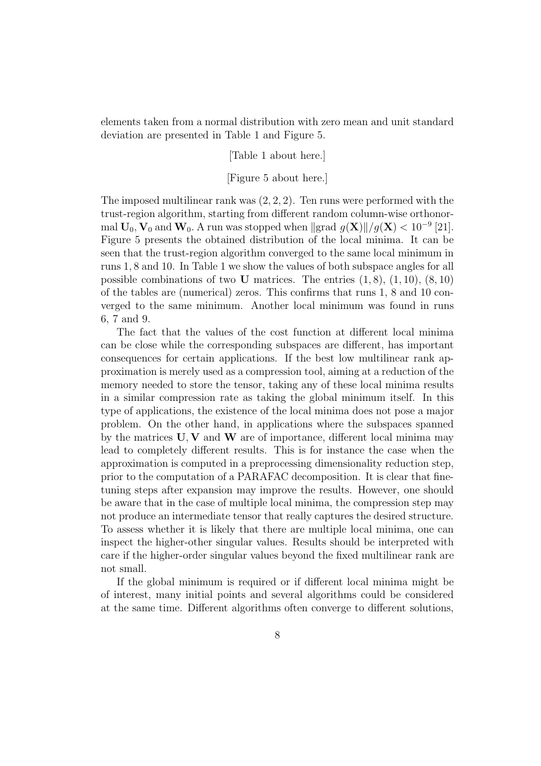elements taken from a normal distribution with zero mean and unit standard deviation are presented in Table 1 and Figure 5.

[Table 1 about here.]

[Figure 5 about here.]

The imposed multilinear rank was $(2, 2, 2)$. Ten runs were performed with the trust-region algorithm, starting from different random column-wise orthonormal $\mathbf{U}_0, \mathbf{V}_0$ and $\mathbf{W}_0$. A run was stopped when $\|\text{grad } g(\mathbf{X})\|/g(\mathbf{X}) < 10^{-9}$ [21]. Figure 5 presents the obtained distribution of the local minima. It can be seen that the trust-region algorithm converged to the same local minimum in runs 1, 8 and 10. In Table 1 we show the values of both subspace angles for all possible combinations of two $\mathbf{U}$ matrices. The entries $(1, 8)$, $(1, 10)$, $(8, 10)$ of the tables are (numerical) zeros. This confirms that runs 1, 8 and 10 converged to the same minimum. Another local minimum was found in runs 6, 7 and 9.

The fact that the values of the cost function at different local minima can be close while the corresponding subspaces are different, has important consequences for certain applications. If the best low multilinear rank approximation is merely used as a compression tool, aiming at a reduction of the memory needed to store the tensor, taking any of these local minima results in a similar compression rate as taking the global minimum itself. In this type of applications, the existence of the local minima does not pose a major problem. On the other hand, in applications where the subspaces spanned by the matrices $\mathbf{U}, \mathbf{V}$ and $\mathbf{W}$ are of importance, different local minima may lead to completely different results. This is for instance the case when the approximation is computed in a preprocessing dimensionality reduction step, prior to the computation of a PARAFAC decomposition. It is clear that fine-tuning steps after expansion may improve the results. However, one should be aware that in the case of multiple local minima, the compression step may not produce an intermediate tensor that really captures the desired structure. To assess whether it is likely that there are multiple local minima, one can inspect the higher-other singular values. Results should be interpreted with care if the higher-order singular values beyond the fixed multilinear rank are not small.

If the global minimum is required or if different local minima might be of interest, many initial points and several algorithms could be considered at the same time. Different algorithms often converge to different solutions,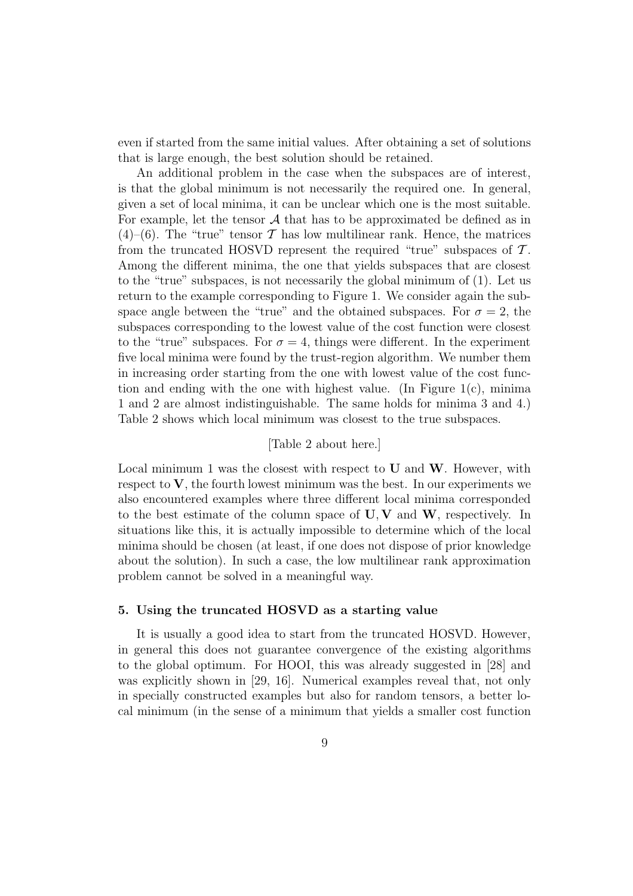even if started from the same initial values. After obtaining a set of solutions that is large enough, the best solution should be retained.

An additional problem in the case when the subspaces are of interest, is that the global minimum is not necessarily the required one. In general, given a set of local minima, it can be unclear which one is the most suitable. For example, let the tensor $\mathcal{A}$ that has to be approximated be defined as in (4)–(6). The "true" tensor $\mathcal{T}$ has low multilinear rank. Hence, the matrices from the truncated HOSVD represent the required "true" subspaces of $\mathcal{T}$. Among the different minima, the one that yields subspaces that are closest to the "true" subspaces, is not necessarily the global minimum of (1). Let us return to the example corresponding to Figure 1. We consider again the subspace angle between the "true" and the obtained subspaces. For $\sigma = 2$, the subspaces corresponding to the lowest value of the cost function were closest to the "true" subspaces. For $\sigma = 4$, things were different. In the experiment five local minima were found by the trust-region algorithm. We number them in increasing order starting from the one with lowest value of the cost function and ending with the one with highest value. (In Figure 1(c), minima 1 and 2 are almost indistinguishable. The same holds for minima 3 and 4.) Table 2 shows which local minimum was closest to the true subspaces.

[Table 2 about here.]

Local minimum 1 was the closest with respect to $\mathbf{U}$ and $\mathbf{W}$. However, with respect to $\mathbf{V}$, the fourth lowest minimum was the best. In our experiments we also encountered examples where three different local minima corresponded to the best estimate of the column space of $\mathbf{U}, \mathbf{V}$ and $\mathbf{W}$, respectively. In situations like this, it is actually impossible to determine which of the local minima should be chosen (at least, if one does not dispose of prior knowledge about the solution). In such a case, the low multilinear rank approximation problem cannot be solved in a meaningful way.

## 5. Using the truncated HOSVD as a starting value

It is usually a good idea to start from the truncated HOSVD. However, in general this does not guarantee convergence of the existing algorithms to the global optimum. For HOOI, this was already suggested in [28] and was explicitly shown in [29, 16]. Numerical examples reveal that, not only in specially constructed examples but also for random tensors, a better local minimum (in the sense of a minimum that yields a smaller cost function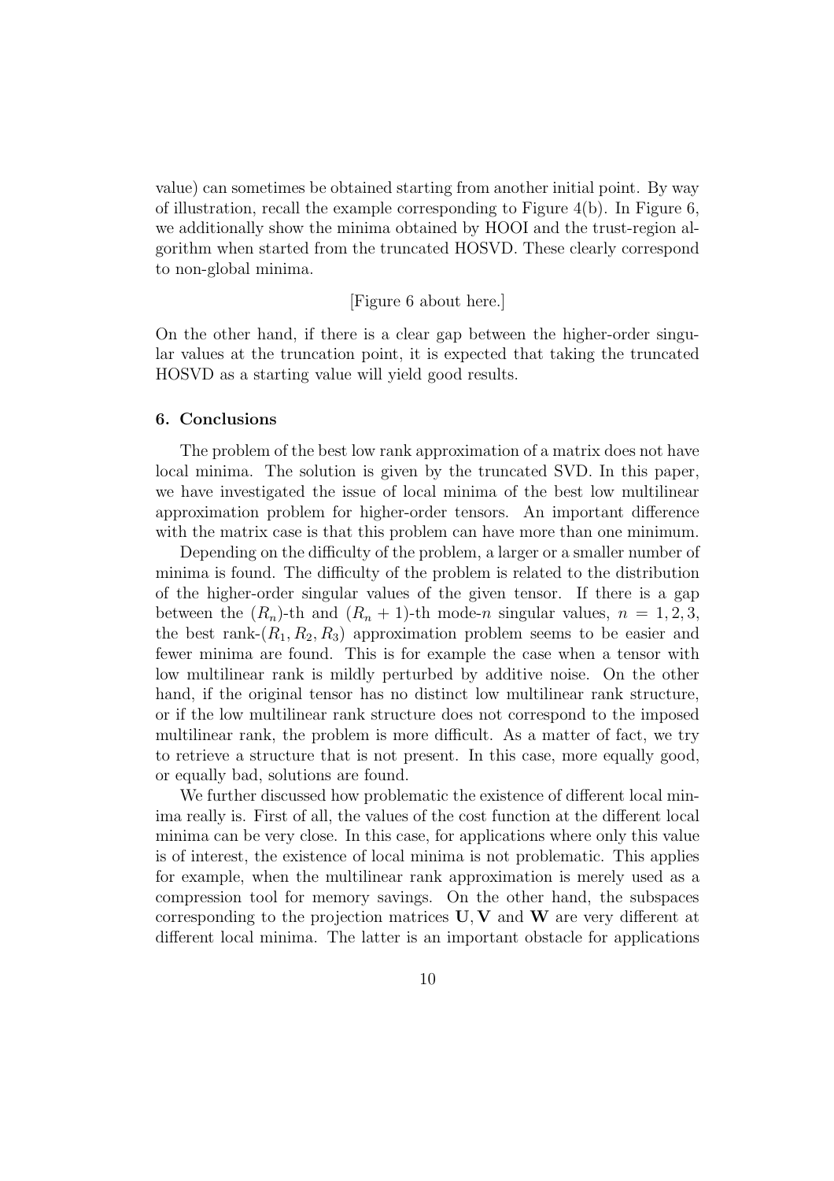value) can sometimes be obtained starting from another initial point. By way of illustration, recall the example corresponding to Figure 4(b). In Figure 6, we additionally show the minima obtained by HOOI and the trust-region algorithm when started from the truncated HOSVD. These clearly correspond to non-global minima.

[Figure 6 about here.]

On the other hand, if there is a clear gap between the higher-order singular values at the truncation point, it is expected that taking the truncated HOSVD as a starting value will yield good results.

## 6. Conclusions

The problem of the best low rank approximation of a matrix does not have local minima. The solution is given by the truncated SVD. In this paper, we have investigated the issue of local minima of the best low multilinear approximation problem for higher-order tensors. An important difference with the matrix case is that this problem can have more than one minimum.

Depending on the difficulty of the problem, a larger or a smaller number of minima is found. The difficulty of the problem is related to the distribution of the higher-order singular values of the given tensor. If there is a gap between the $(R_n)$-th and $(R_n+1)$-th mode-$n$ singular values, $n = 1, 2, 3$, the best rank-$(R_1, R_2, R_3)$ approximation problem seems to be easier and fewer minima are found. This is for example the case when a tensor with low multilinear rank is mildly perturbed by additive noise. On the other hand, if the original tensor has no distinct low multilinear rank structure, or if the low multilinear rank structure does not correspond to the imposed multilinear rank, the problem is more difficult. As a matter of fact, we try to retrieve a structure that is not present. In this case, more equally good, or equally bad, solutions are found.

We further discussed how problematic the existence of different local minima really is. First of all, the values of the cost function at the different local minima can be very close. In this case, for applications where only this value is of interest, the existence of local minima is not problematic. This applies for example, when the multilinear rank approximation is merely used as a compression tool for memory savings. On the other hand, the subspaces corresponding to the projection matrices $\mathbf{U}, \mathbf{V}$ and $\mathbf{W}$ are very different at different local minima. The latter is an important obstacle for applications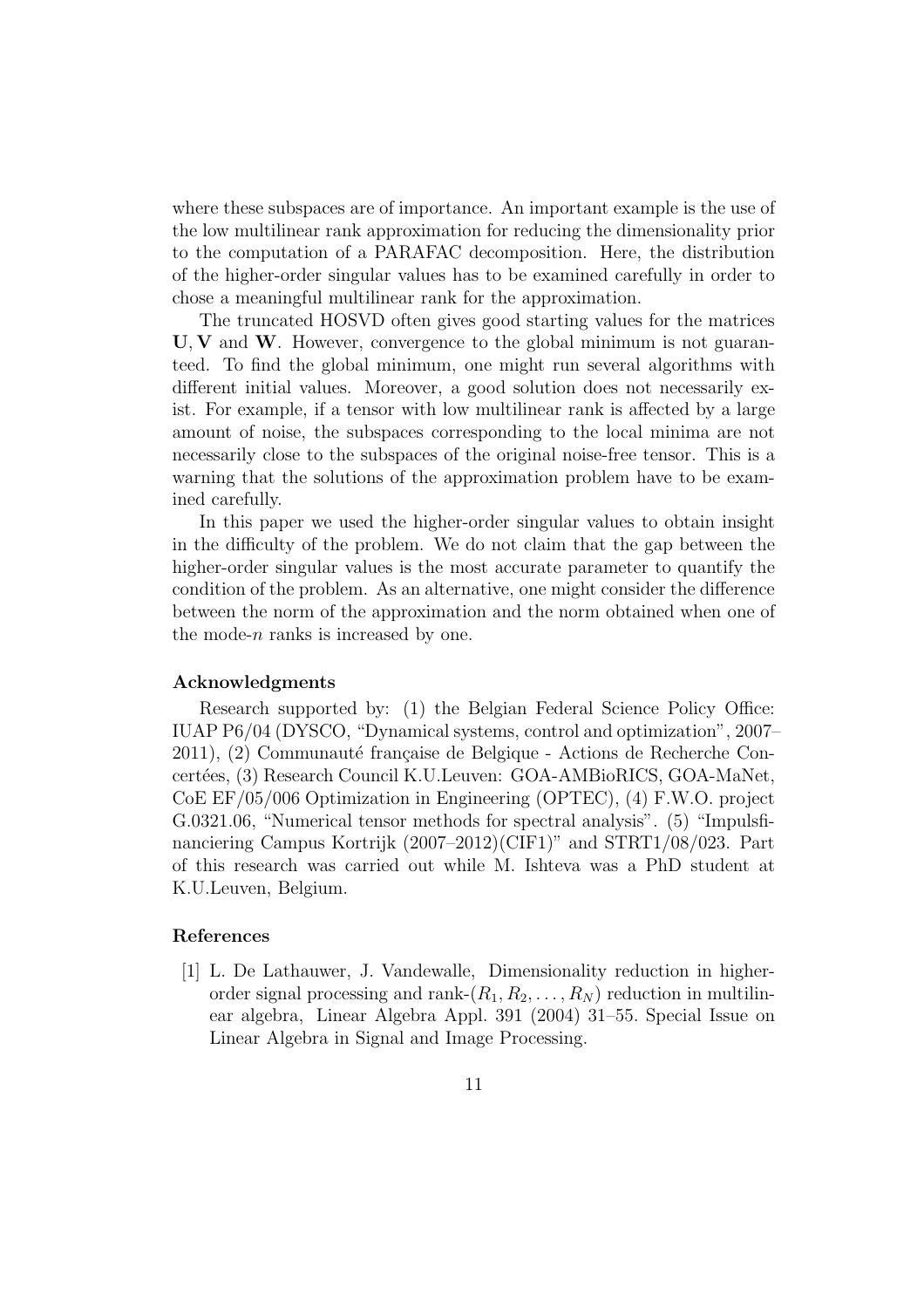where these subspaces are of importance. An important example is the use of the low multilinear rank approximation for reducing the dimensionality prior to the computation of a PARAFAC decomposition. Here, the distribution of the higher-order singular values has to be examined carefully in order to chose a meaningful multilinear rank for the approximation.

The truncated HOSVD often gives good starting values for the matrices $\mathbf{U}, \mathbf{V}$ and $\mathbf{W}$. However, convergence to the global minimum is not guaranteed. To find the global minimum, one might run several algorithms with different initial values. Moreover, a good solution does not necessarily exist. For example, if a tensor with low multilinear rank is affected by a large amount of noise, the subspaces corresponding to the local minima are not necessarily close to the subspaces of the original noise-free tensor. This is a warning that the solutions of the approximation problem have to be examined carefully.

In this paper we used the higher-order singular values to obtain insight in the difficulty of the problem. We do not claim that the gap between the higher-order singular values is the most accurate parameter to quantify the condition of the problem. As an alternative, one might consider the difference between the norm of the approximation and the norm obtained when one of the mode-$n$ ranks is increased by one.

#### Acknowledgments

Research supported by: (1) the Belgian Federal Science Policy Office: IUAP P6/04 (DYSCO, "Dynamical systems, control and optimization", 2007–2011), (2) Communauté française de Belgique - Actions de Recherche Concertées, (3) Research Council K.U.Leuven: GOA-AMBioRICS, GOA-MaNet, CoE EF/05/006 Optimization in Engineering (OPTEC), (4) F.W.O. project G.0321.06, "Numerical tensor methods for spectral analysis". (5) "Impulsfinanciering Campus Kortrijk (2007–2012)(CIF1)" and STRT1/08/023. Part of this research was carried out while M. Ishteva was a PhD student at K.U.Leuven, Belgium.

#### References

[1] L. De Lathauwer, J. Vandewalle, Dimensionality reduction in higher-order signal processing and rank-$(R_1, R_2, \ldots, R_N)$ reduction in multilinear algebra, Linear Algebra Appl. 391 (2004) 31–55. Special Issue on Linear Algebra in Signal and Image Processing.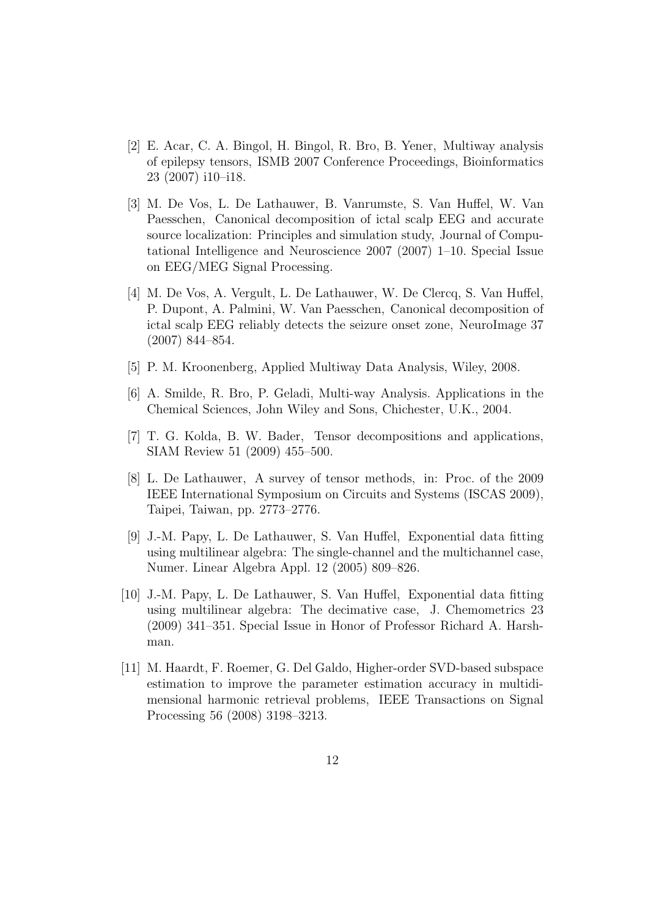[2] E. Acar, C. A. Bingol, H. Bingol, R. Bro, B. Yener, Multiway analysis of epilepsy tensors, ISMB 2007 Conference Proceedings, Bioinformatics 23 (2007) i10–i18.

[3] M. De Vos, L. De Lathauwer, B. Vanrumste, S. Van Huffel, W. Van Paesschen, Canonical decomposition of ictal scalp EEG and accurate source localization: Principles and simulation study, Journal of Computational Intelligence and Neuroscience 2007 (2007) 1–10. Special Issue on EEG/MEG Signal Processing.

[4] M. De Vos, A. Vergult, L. De Lathauwer, W. De Clercq, S. Van Huffel, P. Dupont, A. Palmini, W. Van Paesschen, Canonical decomposition of ictal scalp EEG reliably detects the seizure onset zone, NeuroImage 37 (2007) 844–854.

[5] P. M. Kroonenberg, Applied Multiway Data Analysis, Wiley, 2008.

[6] A. Smilde, R. Bro, P. Geladi, Multi-way Analysis. Applications in the Chemical Sciences, John Wiley and Sons, Chichester, U.K., 2004.

[7] T. G. Kolda, B. W. Bader, Tensor decompositions and applications, SIAM Review 51 (2009) 455–500.

[8] L. De Lathauwer, A survey of tensor methods, in: Proc. of the 2009 IEEE International Symposium on Circuits and Systems (ISCAS 2009), Taipei, Taiwan, pp. 2773–2776.

[9] J.-M. Papy, L. De Lathauwer, S. Van Huffel, Exponential data fitting using multilinear algebra: The single-channel and the multichannel case, Numer. Linear Algebra Appl. 12 (2005) 809–826.

[10] J.-M. Papy, L. De Lathauwer, S. Van Huffel, Exponential data fitting using multilinear algebra: The decimative case, J. Chemometrics 23 (2009) 341–351. Special Issue in Honor of Professor Richard A. Harshman.

[11] M. Haardt, F. Roemer, G. Del Galdo, Higher-order SVD-based subspace estimation to improve the parameter estimation accuracy in multidimensional harmonic retrieval problems, IEEE Transactions on Signal Processing 56 (2008) 3198–3213.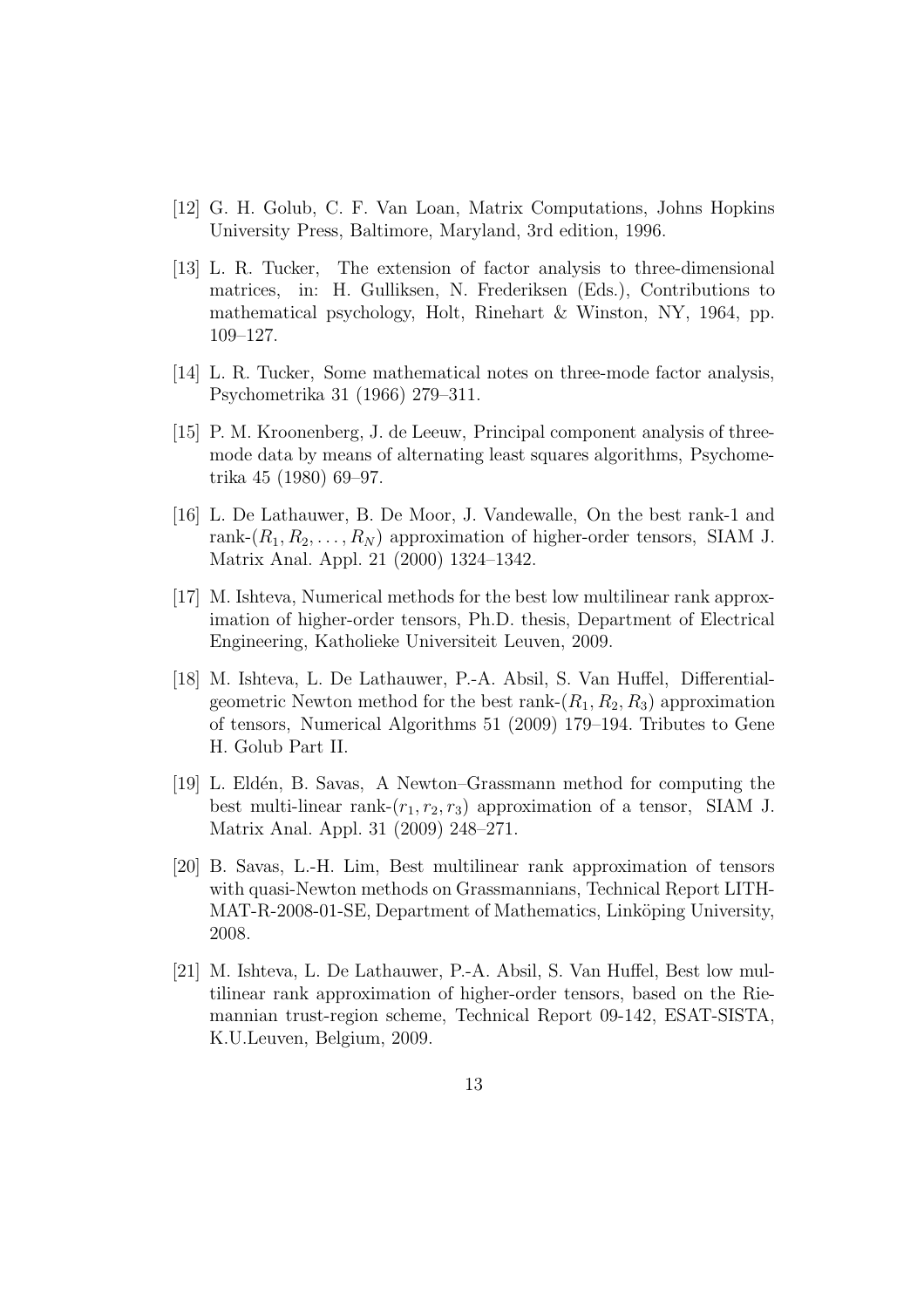[12] G. H. Golub, C. F. Van Loan, Matrix Computations, Johns Hopkins University Press, Baltimore, Maryland, 3rd edition, 1996.

[13] L. R. Tucker, The extension of factor analysis to three-dimensional matrices, in: H. Gulliksen, N. Frederiksen (Eds.), Contributions to mathematical psychology, Holt, Rinehart & Winston, NY, 1964, pp. 109–127.

[14] L. R. Tucker, Some mathematical notes on three-mode factor analysis, Psychometrika 31 (1966) 279–311.

[15] P. M. Kroonenberg, J. de Leeuw, Principal component analysis of three-mode data by means of alternating least squares algorithms, Psychometrika 45 (1980) 69–97.

[16] L. De Lathauwer, B. De Moor, J. Vandewalle, On the best rank-1 and rank-$(R_1, R_2, \ldots, R_N)$ approximation of higher-order tensors, SIAM J. Matrix Anal. Appl. 21 (2000) 1324–1342.

[17] M. Ishteva, Numerical methods for the best low multilinear rank approximation of higher-order tensors, Ph.D. thesis, Department of Electrical Engineering, Katholieke Universiteit Leuven, 2009.

[18] M. Ishteva, L. De Lathauwer, P.-A. Absil, S. Van Huffel, Differential-geometric Newton method for the best rank-$(R_1, R_2, R_3)$ approximation of tensors, Numerical Algorithms 51 (2009) 179–194. Tributes to Gene H. Golub Part II.

[19] L. Eldén, B. Savas, A Newton–Grassmann method for computing the best multi-linear rank-$(r_1, r_2, r_3)$ approximation of a tensor, SIAM J. Matrix Anal. Appl. 31 (2009) 248–271.

[20] B. Savas, L.-H. Lim, Best multilinear rank approximation of tensors with quasi-Newton methods on Grassmannians, Technical Report LITH-MAT-R-2008-01-SE, Department of Mathematics, Linköping University, 2008.

[21] M. Ishteva, L. De Lathauwer, P.-A. Absil, S. Van Huffel, Best low multilinear rank approximation of higher-order tensors, based on the Riemannian trust-region scheme, Technical Report 09-142, ESAT-SISTA, K.U.Leuven, Belgium, 2009.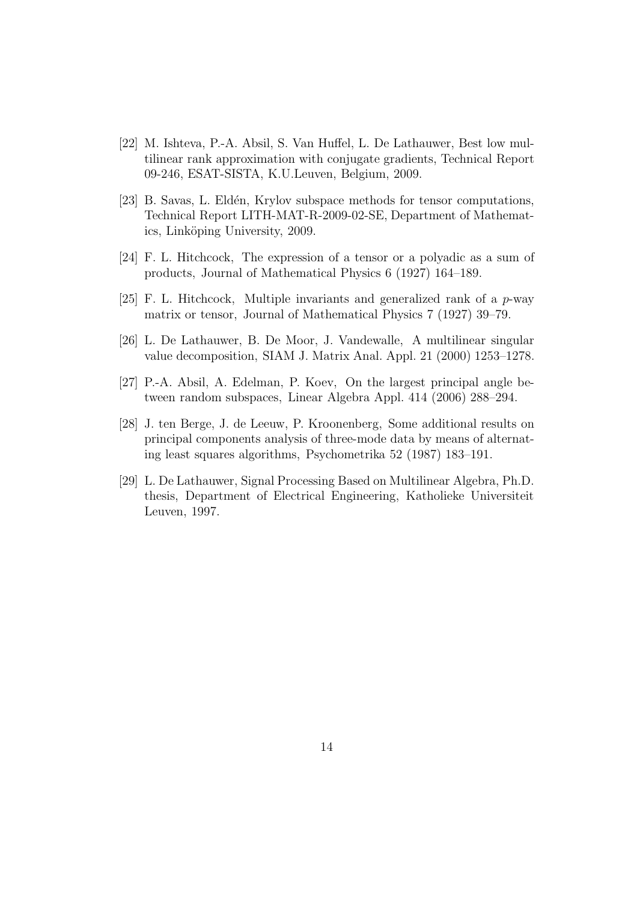[22] M. Ishteva, P.-A. Absil, S. Van Huffel, L. De Lathauwer, Best low multilinear rank approximation with conjugate gradients, Technical Report 09-246, ESAT-SISTA, K.U.Leuven, Belgium, 2009.

[23] B. Savas, L. Eldén, Krylov subspace methods for tensor computations, Technical Report LITH-MAT-R-2009-02-SE, Department of Mathematics, Linköping University, 2009.

[24] F. L. Hitchcock, The expression of a tensor or a polyadic as a sum of products, Journal of Mathematical Physics 6 (1927) 164–189.

[25] F. L. Hitchcock, Multiple invariants and generalized rank of a $p$-way matrix or tensor, Journal of Mathematical Physics 7 (1927) 39–79.

[26] L. De Lathauwer, B. De Moor, J. Vandewalle, A multilinear singular value decomposition, SIAM J. Matrix Anal. Appl. 21 (2000) 1253–1278.

[27] P.-A. Absil, A. Edelman, P. Koev, On the largest principal angle between random subspaces, Linear Algebra Appl. 414 (2006) 288–294.

[28] J. ten Berge, J. de Leeuw, P. Kroonenberg, Some additional results on principal components analysis of three-mode data by means of alternating least squares algorithms, Psychometrika 52 (1987) 183–191.

[29] L. De Lathauwer, Signal Processing Based on Multilinear Algebra, Ph.D. thesis, Department of Electrical Engineering, Katholieke Universiteit Leuven, 1997.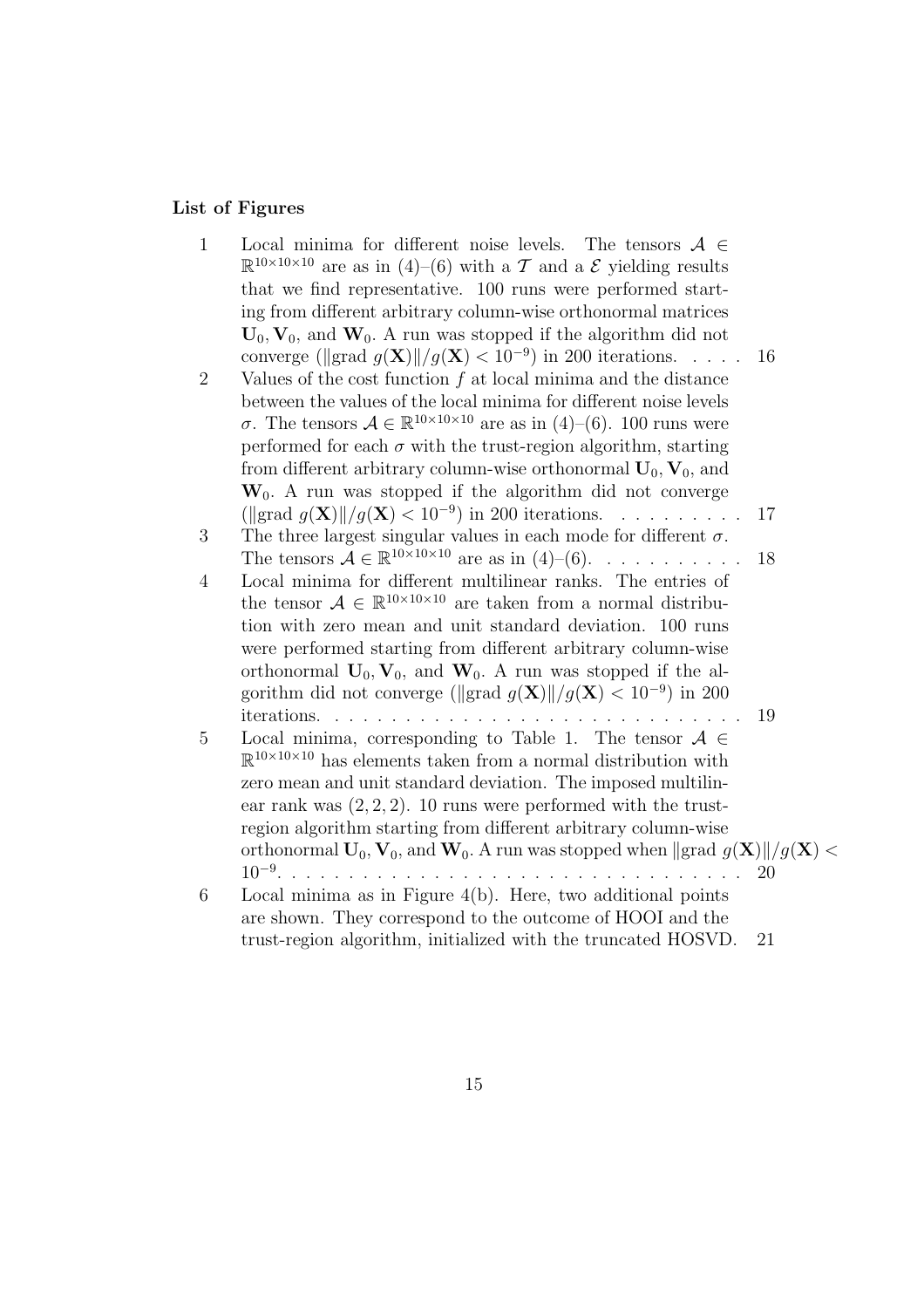**List of Figures**

1. Local minima for different noise levels. The tensors $\mathcal{A} \in \mathbb{R}^{10\times 10\times 10}$ are as in (4)–(6) with a $\mathcal{T}$ and a $\mathcal{E}$ yielding results that we find representative. 100 runs were performed starting from different arbitrary column-wise orthonormal matrices $\mathbf{U}_0, \mathbf{V}_0$, and $\mathbf{W}_0$. A run was stopped if the algorithm did not converge ($\|\text{grad } g(\mathbf{X})\|/g(\mathbf{X}) < 10^{-9}$) in 200 iterations. . . . . 16
2. Values of the cost function $f$ at local minima and the distance between the values of the local minima for different noise levels $\sigma$. The tensors $\mathcal{A} \in \mathbb{R}^{10\times 10\times 10}$ are as in (4)–(6). 100 runs were performed for each $\sigma$ with the trust-region algorithm, starting from different arbitrary column-wise orthonormal $\mathbf{U}_0, \mathbf{V}_0$, and $\mathbf{W}_0$. A run was stopped if the algorithm did not converge ($\|\text{grad } g(\mathbf{X})\|/g(\mathbf{X}) < 10^{-9}$) in 200 iterations. . . . . . . . . 17
3. The three largest singular values in each mode for different $\sigma$. The tensors $\mathcal{A} \in \mathbb{R}^{10\times 10\times 10}$ are as in (4)–(6). . . . . . . . . . . 18
4. Local minima for different multilinear ranks. The entries of the tensor $\mathcal{A} \in \mathbb{R}^{10\times 10\times 10}$ are taken from a normal distribution with zero mean and unit standard deviation. 100 runs were performed starting from different arbitrary column-wise orthonormal $\mathbf{U}_0, \mathbf{V}_0$, and $\mathbf{W}_0$. A run was stopped if the algorithm did not converge ($\|\text{grad } g(\mathbf{X})\|/g(\mathbf{X}) < 10^{-9}$) in 200 iterations. . . . . . . . . . . . . . . . . . . . . . . . . . . . . . 19
5. Local minima, corresponding to Table 1. The tensor $\mathcal{A} \in \mathbb{R}^{10\times 10\times 10}$ has elements taken from a normal distribution with zero mean and unit standard deviation. The imposed multilinear rank was $(2, 2, 2)$. 10 runs were performed with the trust-region algorithm starting from different arbitrary column-wise orthonormal $\mathbf{U}_0, \mathbf{V}_0$, and $\mathbf{W}_0$. A run was stopped when $\|\text{grad } g(\mathbf{X})\|/g(\mathbf{X}) < 10^{-9}$. . . . . . . . . . . . . . . . . . . . . . . . . . . . . . . . . 20
6. Local minima as in Figure 4(b). Here, two additional points are shown. They correspond to the outcome of HOOI and the trust-region algorithm, initialized with the truncated HOSVD. 21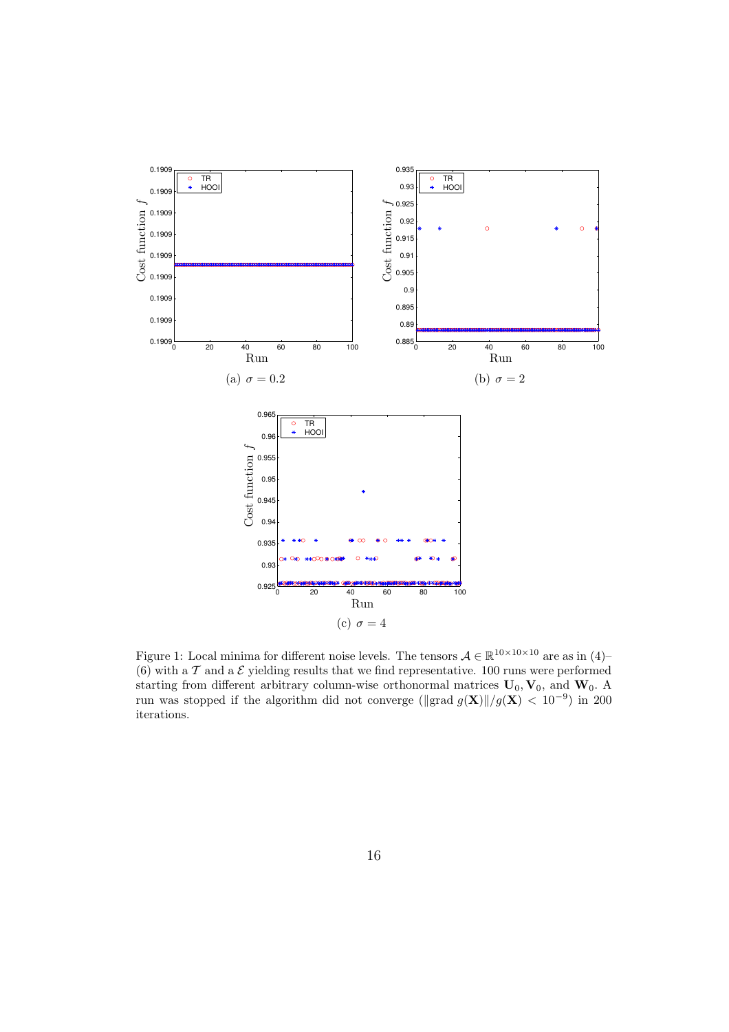(a) $\sigma = 0.2$

(b) $\sigma = 2$

(c) $\sigma = 4$

Figure 1: Local minima for different noise levels. The tensors $\mathcal{A} \in \mathbb{R}^{10\times10\times10}$ are as in (4)–(6) with a $\mathcal{T}$ and a $\mathcal{E}$ yielding results that we find representative. 100 runs were performed starting from different arbitrary column-wise orthonormal matrices $\mathbf{U}_0$, $\mathbf{V}_0$, and $\mathbf{W}_0$. A run was stopped if the algorithm did not converge ($\|\text{grad}\, g(\mathbf{X})\|/g(\mathbf{X}) < 10^{-9}$) in 200 iterations.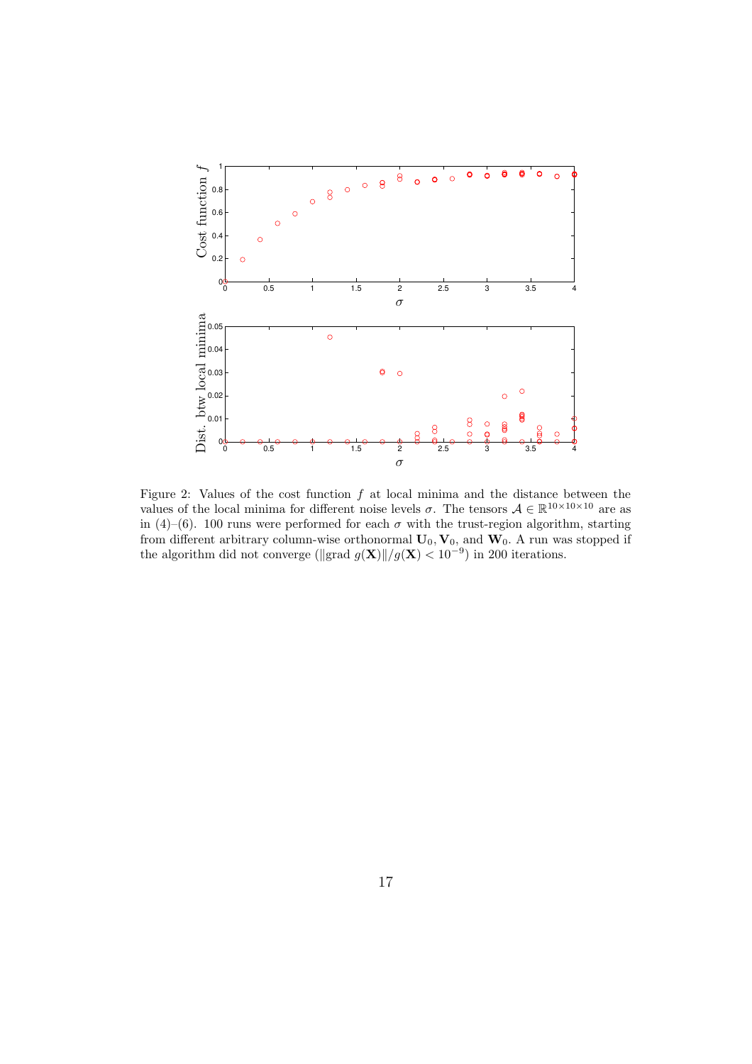Figure 2: Values of the cost function $f$ at local minima and the distance between the values of the local minima for different noise levels $\sigma$. The tensors $\mathcal{A} \in \mathbb{R}^{10\times10\times10}$ are as in (4)–(6). 100 runs were performed for each $\sigma$ with the trust-region algorithm, starting from different arbitrary column-wise orthonormal $\mathbf{U}_0, \mathbf{V}_0$, and $\mathbf{W}_0$. A run was stopped if the algorithm did not converge ($\|\mathrm{grad}\ g(\mathbf{X})\|/g(\mathbf{X}) < 10^{-9}$) in 200 iterations.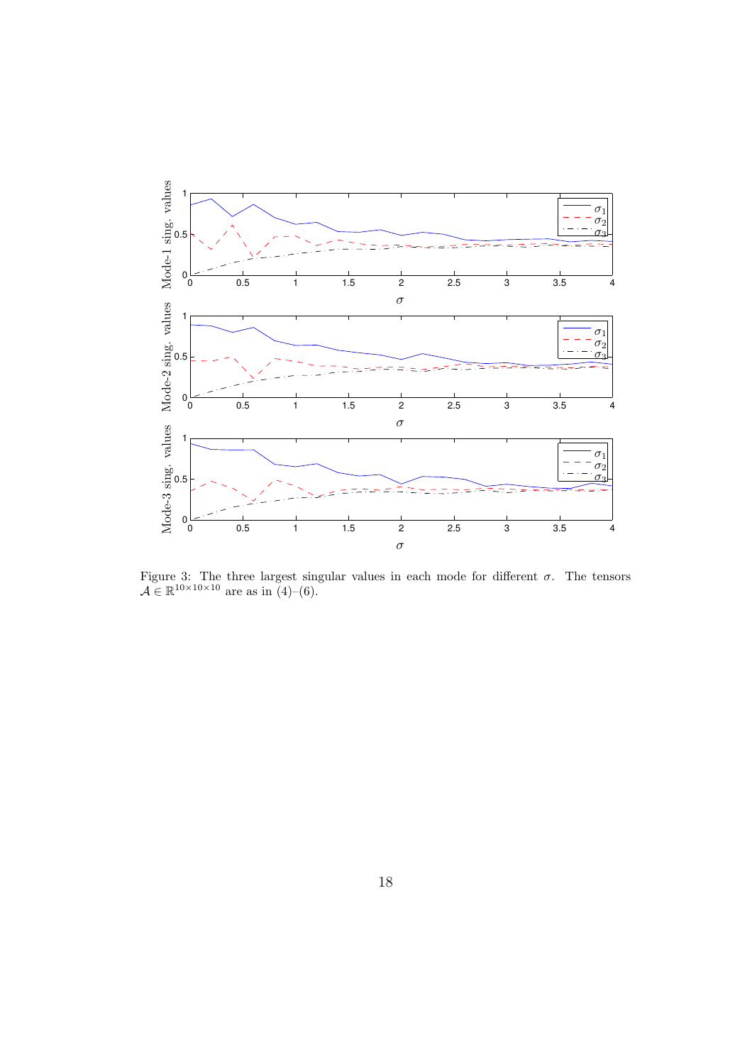Figure 3: The three largest singular values in each mode for different $\sigma$. The tensors $\mathcal{A} \in \mathbb{R}^{10\times 10\times 10}$ are as in (4)–(6).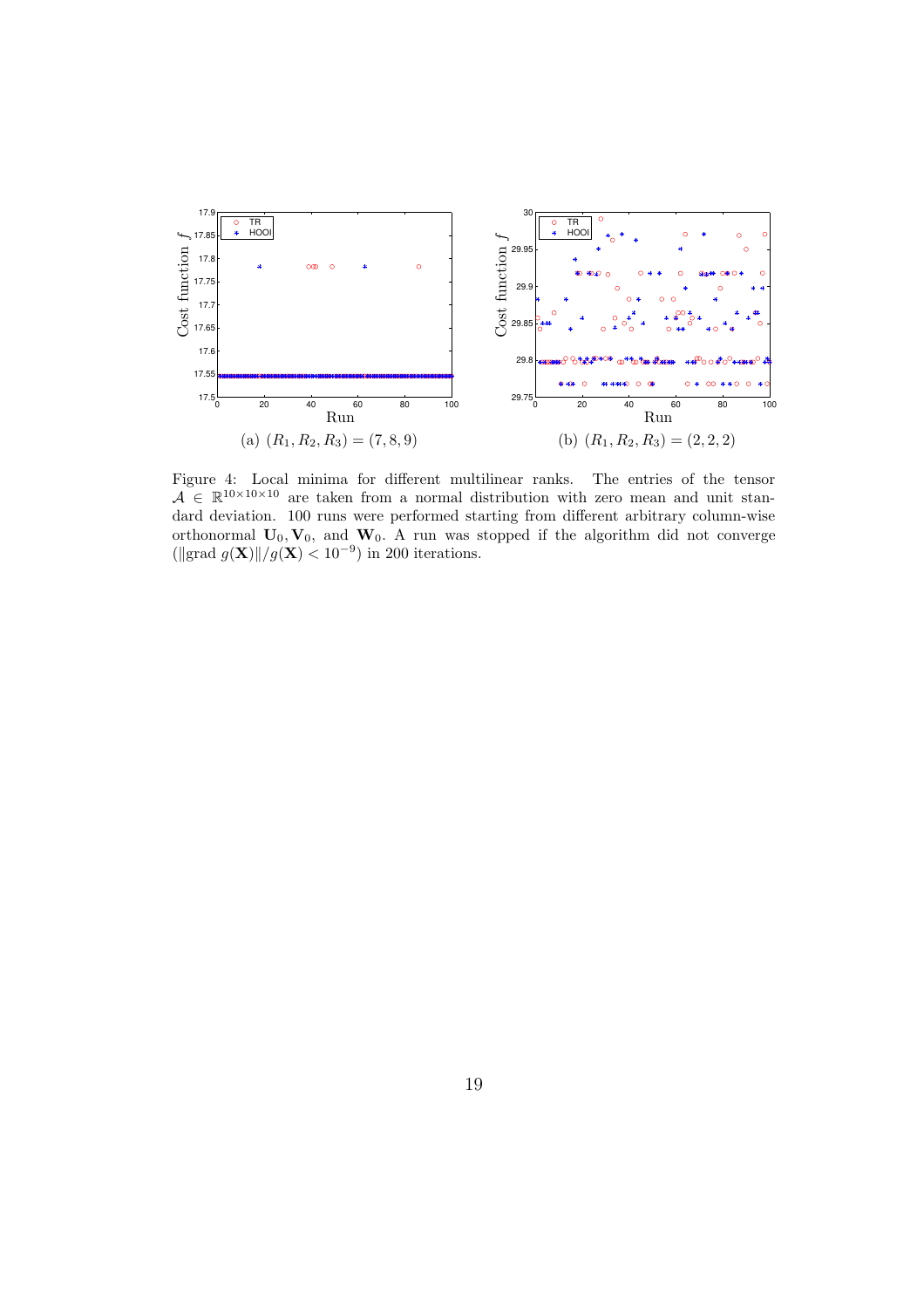(a) $(R_1, R_2, R_3) = (7, 8, 9)$

(b) $(R_1, R_2, R_3) = (2, 2, 2)$

Figure 4: Local minima for different multilinear ranks. The entries of the tensor $\mathcal{A} \in \mathbb{R}^{10\times10\times10}$ are taken from a normal distribution with zero mean and unit standard deviation. 100 runs were performed starting from different arbitrary column-wise orthonormal $\mathbf{U}_0, \mathbf{V}_0$, and $\mathbf{W}_0$. A run was stopped if the algorithm did not converge ($\|\text{grad}\ g(\mathbf{X})\|/g(\mathbf{X}) < 10^{-9}$) in 200 iterations.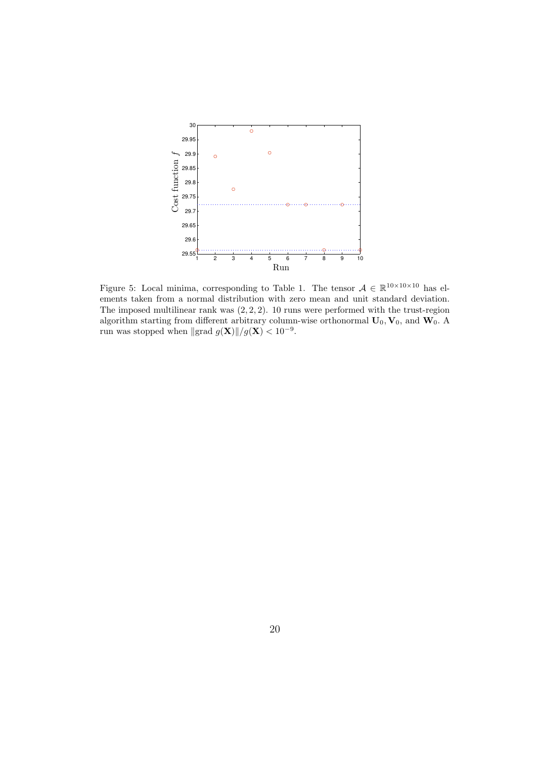Figure 5: Local minima, corresponding to Table 1. The tensor $\mathcal{A} \in \mathbb{R}^{10\times10\times10}$ has elements taken from a normal distribution with zero mean and unit standard deviation. The imposed multilinear rank was $(2, 2, 2)$. 10 runs were performed with the trust-region algorithm starting from different arbitrary column-wise orthonormal $\mathbf{U}_0, \mathbf{V}_0$, and $\mathbf{W}_0$. A run was stopped when $\|\text{grad}\ g(\mathbf{X})\|/g(\mathbf{X}) < 10^{-9}$.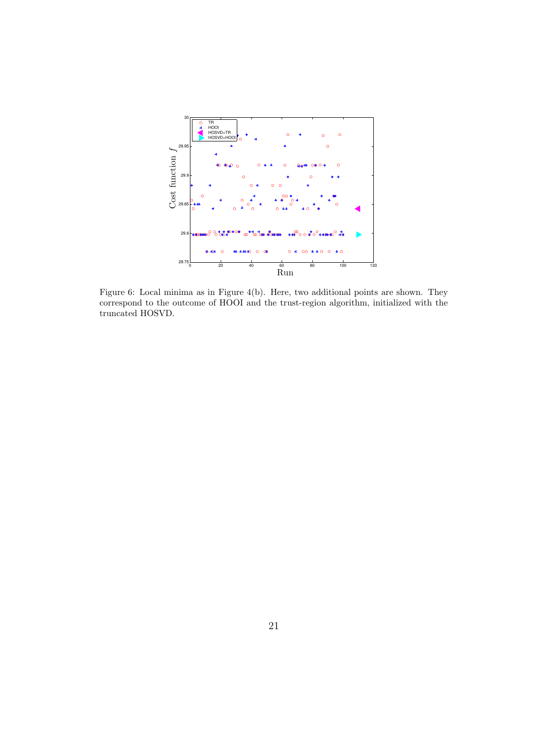Figure 6: Local minima as in Figure 4(b). Here, two additional points are shown. They correspond to the outcome of HOOI and the trust-region algorithm, initialized with the truncated HOSVD.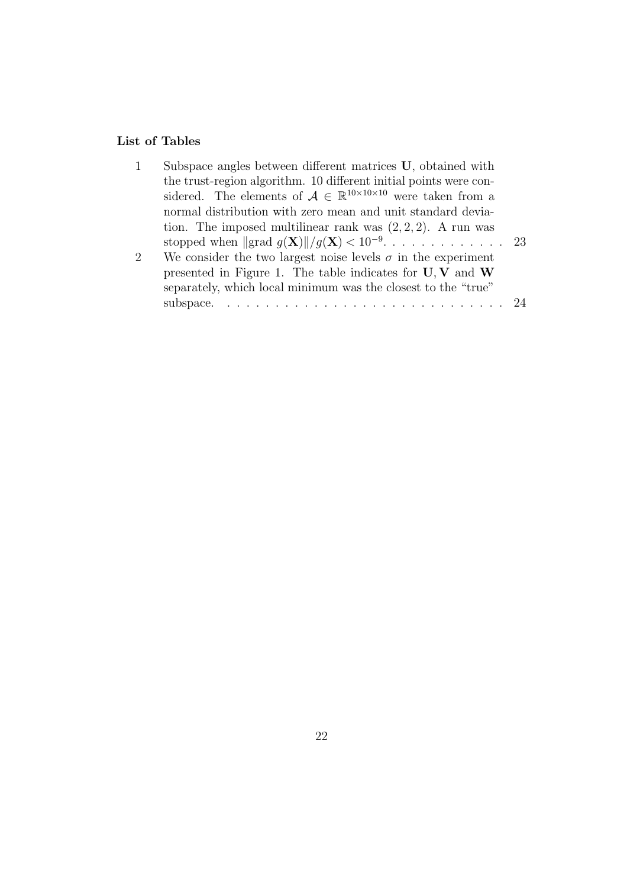**List of Tables**

1. Subspace angles between different matrices $\mathbf{U}$, obtained with the trust-region algorithm. 10 different initial points were considered. The elements of $\mathcal{A} \in \mathbb{R}^{10\times10\times10}$ were taken from a normal distribution with zero mean and unit standard deviation. The imposed multilinear rank was $(2, 2, 2)$. A run was stopped when $\|\text{grad}\ g(\mathbf{X})\|/g(\mathbf{X}) < 10^{-9}$. . . . . . . . . . . . . 23
2. We consider the two largest noise levels $\sigma$ in the experiment presented in Figure 1. The table indicates for $\mathbf{U}, \mathbf{V}$ and $\mathbf{W}$ separately, which local minimum was the closest to the "true" subspace. . . . . . . . . . . . . . . . . . . . . . . . . . . . . . 24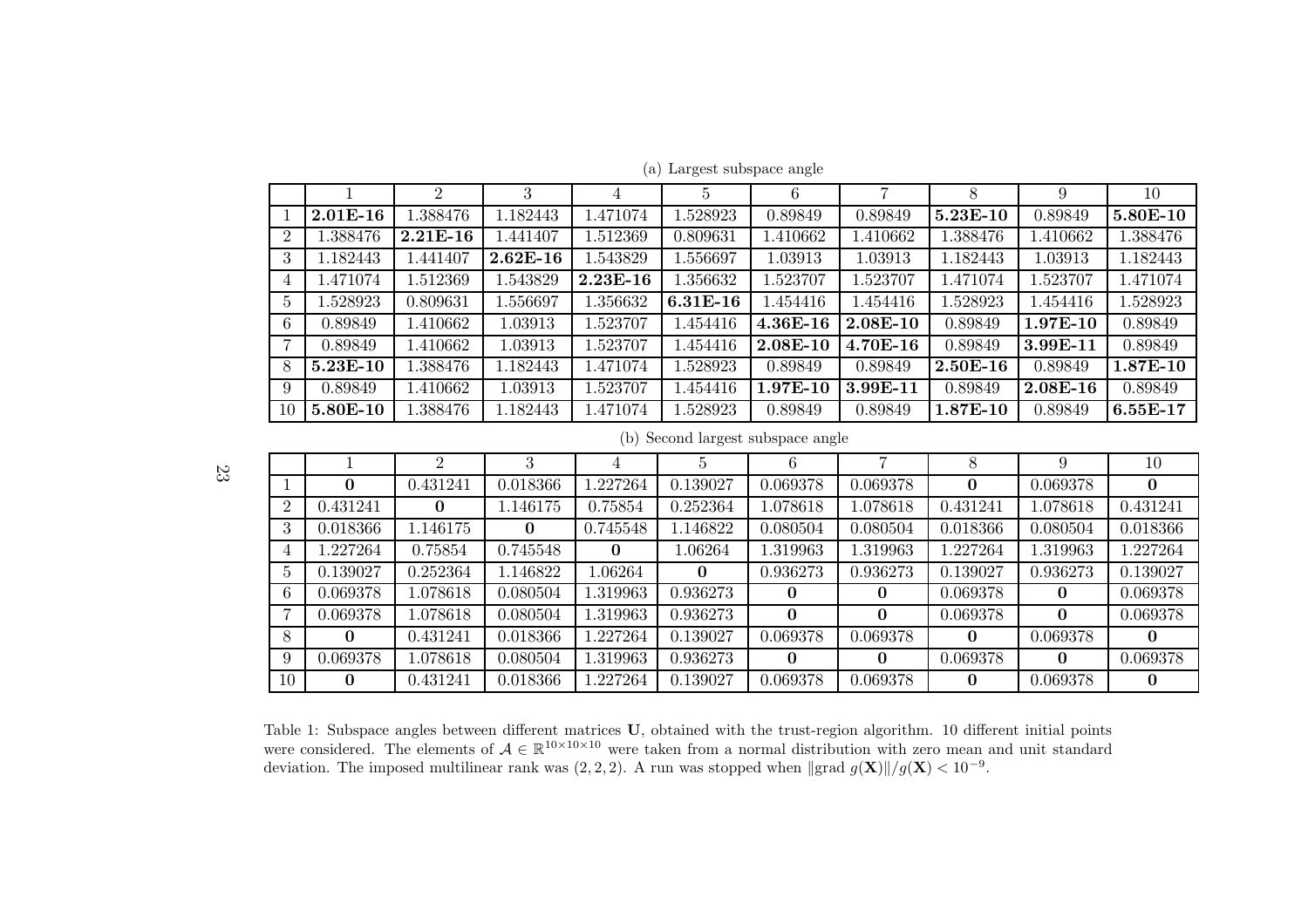(a) Largest subspace angle

| | 1 | 2 | 3 | 4 | 5 | 6 | 7 | 8 | 9 | 10 |
|---|---|---|---|---|---|---|---|---|---|---|
| 1 | **2.01E-16** | 1.388476 | 1.182443 | 1.471074 | 1.528923 | 0.89849 | 0.89849 | **5.23E-10** | 0.89849 | **5.80E-10** |
| 2 | 1.388476 | **2.21E-16** | 1.441407 | 1.512369 | 0.809631 | 1.410662 | 1.410662 | 1.388476 | 1.410662 | 1.388476 |
| 3 | 1.182443 | 1.441407 | **2.62E-16** | 1.543829 | 1.556697 | 1.03913 | 1.03913 | 1.182443 | 1.03913 | 1.182443 |
| 4 | 1.471074 | 1.512369 | 1.543829 | **2.23E-16** | 1.356632 | 1.523707 | 1.523707 | 1.471074 | 1.523707 | 1.471074 |
| 5 | 1.528923 | 0.809631 | 1.556697 | 1.356632 | **6.31E-16** | 1.454416 | 1.454416 | 1.528923 | 1.454416 | 1.528923 |
| 6 | 0.89849 | 1.410662 | 1.03913 | 1.523707 | 1.454416 | **4.36E-16** | **2.08E-10** | 0.89849 | **1.97E-10** | 0.89849 |
| 7 | 0.89849 | 1.410662 | 1.03913 | 1.523707 | 1.454416 | **2.08E-10** | **4.70E-16** | 0.89849 | **3.99E-11** | 0.89849 |
| 8 | **5.23E-10** | 1.388476 | 1.182443 | 1.471074 | 1.528923 | 0.89849 | 0.89849 | **2.50E-16** | 0.89849 | **1.87E-10** |
| 9 | 0.89849 | 1.410662 | 1.03913 | 1.523707 | 1.454416 | **1.97E-10** | **3.99E-11** | 0.89849 | **2.08E-16** | 0.89849 |
| 10 | **5.80E-10** | 1.388476 | 1.182443 | 1.471074 | 1.528923 | 0.89849 | 0.89849 | **1.87E-10** | 0.89849 | **6.55E-17** |

(b) Second largest subspace angle

| | 1 | 2 | 3 | 4 | 5 | 6 | 7 | 8 | 9 | 10 |
|---|---|---|---|---|---|---|---|---|---|---|
| 1 | **0** | 0.431241 | 0.018366 | 1.227264 | 0.139027 | 0.069378 | 0.069378 | **0** | 0.069378 | **0** |
| 2 | 0.431241 | **0** | 1.146175 | 0.75854 | 0.252364 | 1.078618 | 1.078618 | 0.431241 | 1.078618 | 0.431241 |
| 3 | 0.018366 | 1.146175 | **0** | 0.745548 | 1.146822 | 0.080504 | 0.080504 | 0.018366 | 0.080504 | 0.018366 |
| 4 | 1.227264 | 0.75854 | 0.745548 | **0** | 1.06264 | 1.319963 | 1.319963 | 1.227264 | 1.319963 | 1.227264 |
| 5 | 0.139027 | 0.252364 | 1.146822 | 1.06264 | **0** | 0.936273 | 0.936273 | 0.139027 | 0.936273 | 0.139027 |
| 6 | 0.069378 | 1.078618 | 0.080504 | 1.319963 | 0.936273 | **0** | **0** | 0.069378 | **0** | 0.069378 |
| 7 | 0.069378 | 1.078618 | 0.080504 | 1.319963 | 0.936273 | **0** | **0** | 0.069378 | **0** | 0.069378 |
| 8 | **0** | 0.431241 | 0.018366 | 1.227264 | 0.139027 | 0.069378 | 0.069378 | **0** | 0.069378 | **0** |
| 9 | 0.069378 | 1.078618 | 0.080504 | 1.319963 | 0.936273 | **0** | **0** | 0.069378 | **0** | 0.069378 |
| 10 | **0** | 0.431241 | 0.018366 | 1.227264 | 0.139027 | 0.069378 | 0.069378 | **0** | 0.069378 | **0** |

Table 1: Subspace angles between different matrices $\mathbf{U}$, obtained with the trust-region algorithm. 10 different initial points were considered. The elements of $\mathcal{A} \in \mathbb{R}^{10\times 10\times 10}$ were taken from a normal distribution with zero mean and unit standard deviation. The imposed multilinear rank was $(2, 2, 2)$. A run was stopped when $\|\mathrm{grad}\ g(\mathbf{X})\|/g(\mathbf{X}) < 10^{-9}$.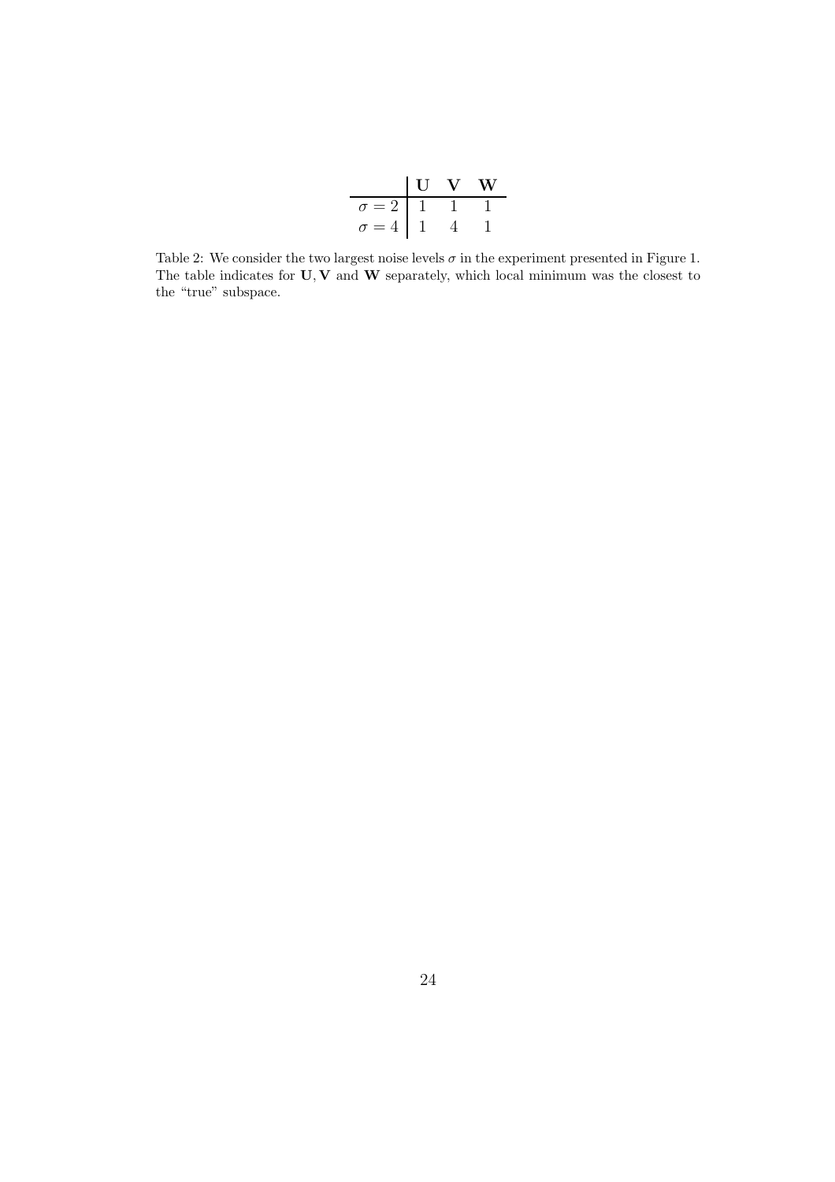| | $\mathbf{U}$ | $\mathbf{V}$ | $\mathbf{W}$ |
|---|---|---|---|
| $\sigma = 2$ | 1 | 1 | 1 |
| $\sigma = 4$ | 1 | 4 | 1 |

Table 2: We consider the two largest noise levels $\sigma$ in the experiment presented in Figure 1. The table indicates for $\mathbf{U}, \mathbf{V}$ and $\mathbf{W}$ separately, which local minimum was the closest to the "true" subspace.